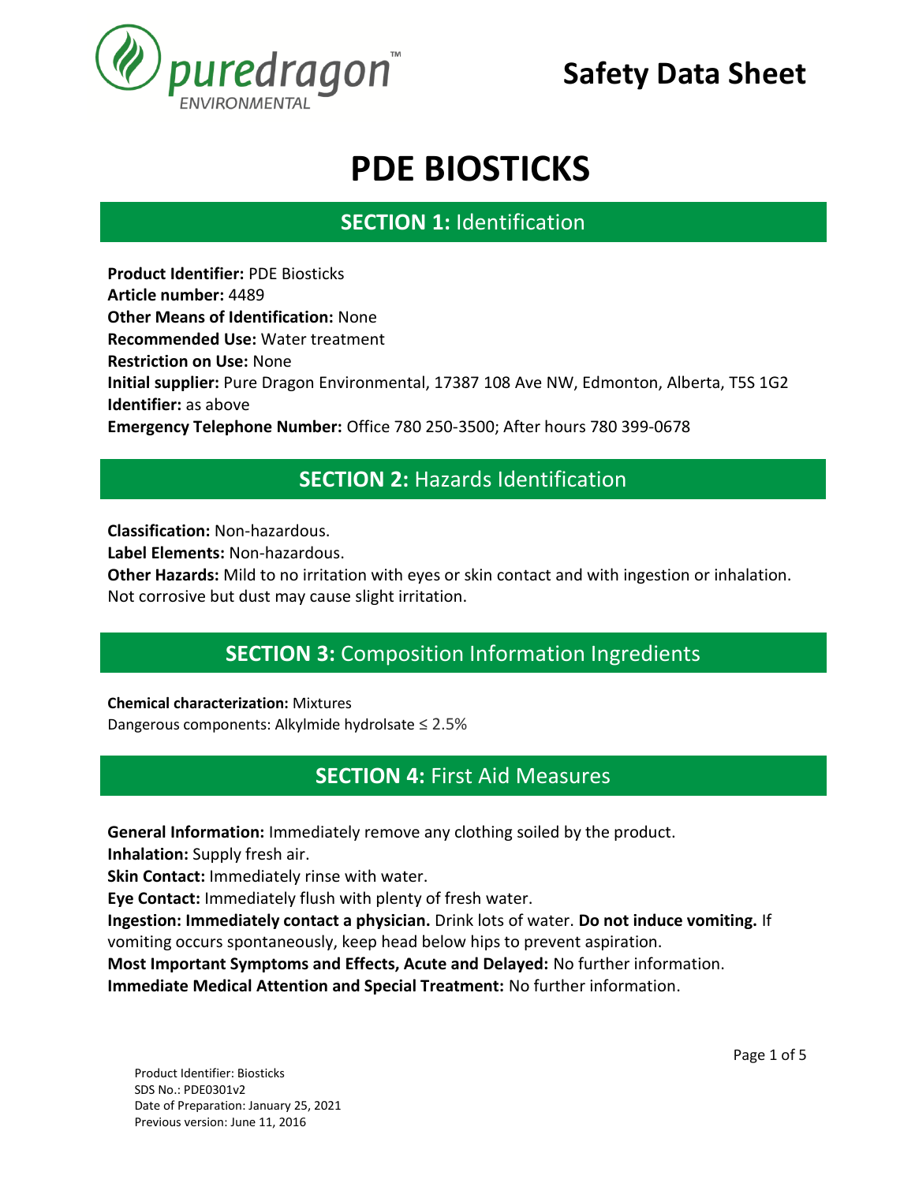# Safety Data Sheet

# PDE BIOSTICKS

## SECTION 1: Identification

**Product Identifier:** PDE Biosticks
**Article number:** 4489
**Other Means of Identification:** None
**Recommended Use:** Water treatment
**Restriction on Use:** None
**Initial supplier:** Pure Dragon Environmental, 17387 108 Ave NW, Edmonton, Alberta, T5S 1G2
**Identifier:** as above
**Emergency Telephone Number:** Office 780 250-3500; After hours 780 399-0678

## SECTION 2: Hazards Identification

**Classification:** Non-hazardous.
**Label Elements:** Non-hazardous.
**Other Hazards:** Mild to no irritation with eyes or skin contact and with ingestion or inhalation. Not corrosive but dust may cause slight irritation.

## SECTION 3: Composition Information Ingredients

**Chemical characterization:** Mixtures
Dangerous components: Alkylmide hydrolsate ≤ 2.5%

## SECTION 4: First Aid Measures

**General Information:** Immediately remove any clothing soiled by the product.
**Inhalation:** Supply fresh air.
**Skin Contact:** Immediately rinse with water.
**Eye Contact:** Immediately flush with plenty of fresh water.
**Ingestion: Immediately contact a physician.** Drink lots of water. **Do not induce vomiting.** If vomiting occurs spontaneously, keep head below hips to prevent aspiration.
**Most Important Symptoms and Effects, Acute and Delayed:** No further information.
**Immediate Medical Attention and Special Treatment:** No further information.

Product Identifier: Biosticks
SDS No.: PDE0301v2
Date of Preparation: January 25, 2021
Previous version: June 11, 2016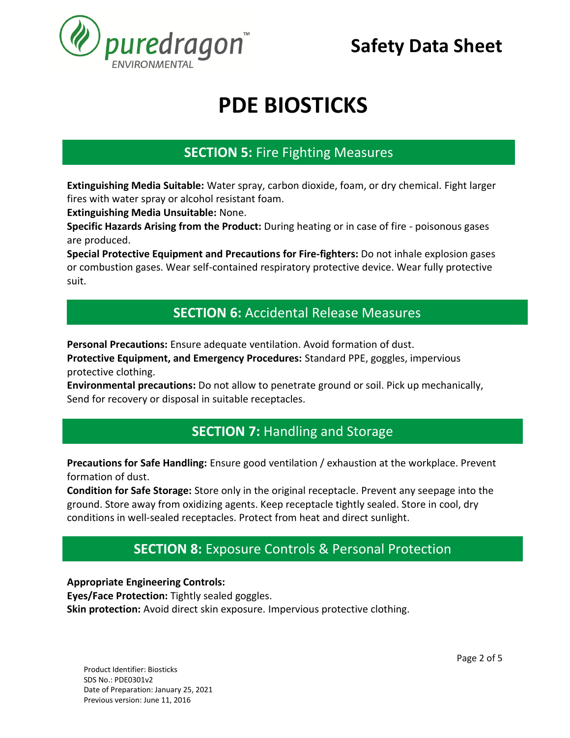# PDE BIOSTICKS

## SECTION 5: Fire Fighting Measures

**Extinguishing Media Suitable:** Water spray, carbon dioxide, foam, or dry chemical. Fight larger fires with water spray or alcohol resistant foam.
**Extinguishing Media Unsuitable:** None.
**Specific Hazards Arising from the Product:** During heating or in case of fire - poisonous gases are produced.
**Special Protective Equipment and Precautions for Fire-fighters:** Do not inhale explosion gases or combustion gases. Wear self-contained respiratory protective device. Wear fully protective suit.

## SECTION 6: Accidental Release Measures

**Personal Precautions:** Ensure adequate ventilation. Avoid formation of dust.
**Protective Equipment, and Emergency Procedures:** Standard PPE, goggles, impervious protective clothing.
**Environmental precautions:** Do not allow to penetrate ground or soil. Pick up mechanically, Send for recovery or disposal in suitable receptacles.

## SECTION 7: Handling and Storage

**Precautions for Safe Handling:** Ensure good ventilation / exhaustion at the workplace. Prevent formation of dust.
**Condition for Safe Storage:** Store only in the original receptacle. Prevent any seepage into the ground. Store away from oxidizing agents. Keep receptacle tightly sealed. Store in cool, dry conditions in well-sealed receptacles. Protect from heat and direct sunlight.

## SECTION 8: Exposure Controls & Personal Protection

**Appropriate Engineering Controls:**
**Eyes/Face Protection:** Tightly sealed goggles.
**Skin protection:** Avoid direct skin exposure. Impervious protective clothing.

Product Identifier: Biosticks
SDS No.: PDE0301v2
Date of Preparation: January 25, 2021
Previous version: June 11, 2016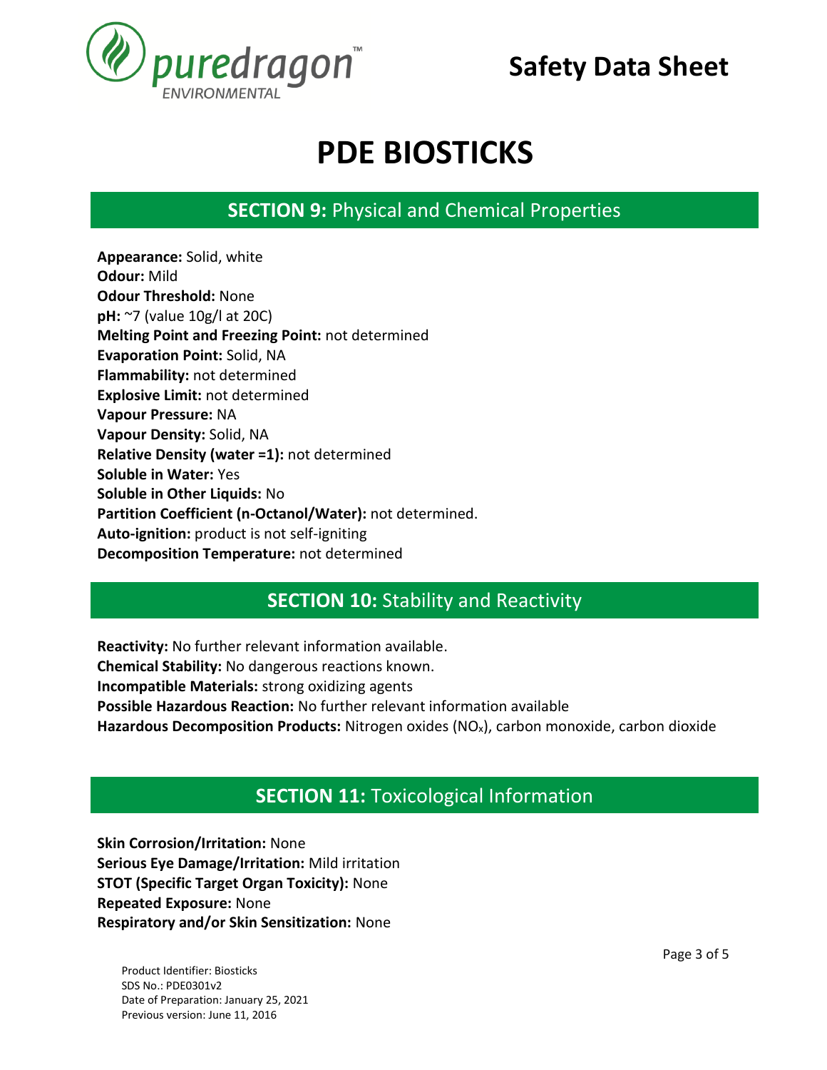# Safety Data Sheet

# PDE BIOSTICKS

## SECTION 9: Physical and Chemical Properties

**Appearance:** Solid, white
**Odour:** Mild
**Odour Threshold:** None
**pH:** ~7 (value 10g/l at 20C)
**Melting Point and Freezing Point:** not determined
**Evaporation Point:** Solid, NA
**Flammability:** not determined
**Explosive Limit:** not determined
**Vapour Pressure:** NA
**Vapour Density:** Solid, NA
**Relative Density (water =1):** not determined
**Soluble in Water:** Yes
**Soluble in Other Liquids:** No
**Partition Coefficient (n-Octanol/Water):** not determined.
**Auto-ignition:** product is not self-igniting
**Decomposition Temperature:** not determined

## SECTION 10: Stability and Reactivity

**Reactivity:** No further relevant information available.
**Chemical Stability:** No dangerous reactions known.
**Incompatible Materials:** strong oxidizing agents
**Possible Hazardous Reaction:** No further relevant information available
**Hazardous Decomposition Products:** Nitrogen oxides ($NO_x$), carbon monoxide, carbon dioxide

## SECTION 11: Toxicological Information

**Skin Corrosion/Irritation:** None
**Serious Eye Damage/Irritation:** Mild irritation
**STOT (Specific Target Organ Toxicity):** None
**Repeated Exposure:** None
**Respiratory and/or Skin Sensitization:** None

Product Identifier: Biosticks
SDS No.: PDE0301v2
Date of Preparation: January 25, 2021
Previous version: June 11, 2016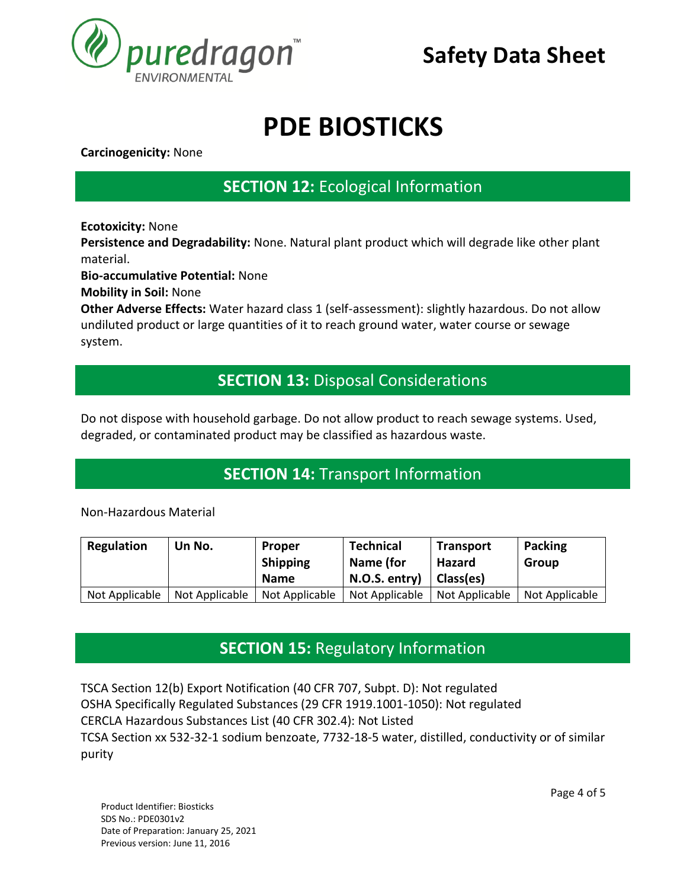# PDE BIOSTICKS

**Carcinogenicity:** None

## SECTION 12: Ecological Information

**Ecotoxicity:** None
**Persistence and Degradability:** None. Natural plant product which will degrade like other plant material.
**Bio-accumulative Potential:** None
**Mobility in Soil:** None
**Other Adverse Effects:** Water hazard class 1 (self-assessment): slightly hazardous. Do not allow undiluted product or large quantities of it to reach ground water, water course or sewage system.

## SECTION 13: Disposal Considerations

Do not dispose with household garbage. Do not allow product to reach sewage systems. Used, degraded, or contaminated product may be classified as hazardous waste.

## SECTION 14: Transport Information

Non-Hazardous Material

| Regulation | Un No. | Proper Shipping Name | Technical Name (for N.O.S. entry) | Transport Hazard Class(es) | Packing Group |
|---|---|---|---|---|---|
| Not Applicable | Not Applicable | Not Applicable | Not Applicable | Not Applicable | Not Applicable |

## SECTION 15: Regulatory Information

TSCA Section 12(b) Export Notification (40 CFR 707, Subpt. D): Not regulated
OSHA Specifically Regulated Substances (29 CFR 1919.1001-1050): Not regulated
CERCLA Hazardous Substances List (40 CFR 302.4): Not Listed
TCSA Section xx 532-32-1 sodium benzoate, 7732-18-5 water, distilled, conductivity or of similar purity

Product Identifier: Biosticks
SDS No.: PDE0301v2
Date of Preparation: January 25, 2021
Previous version: June 11, 2016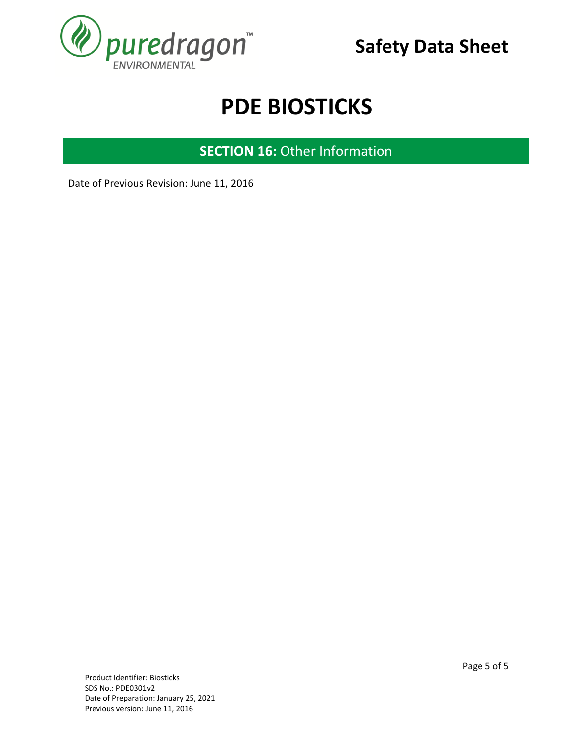# PDE BIOSTICKS

## SECTION 16: Other Information

Date of Previous Revision: June 11, 2016